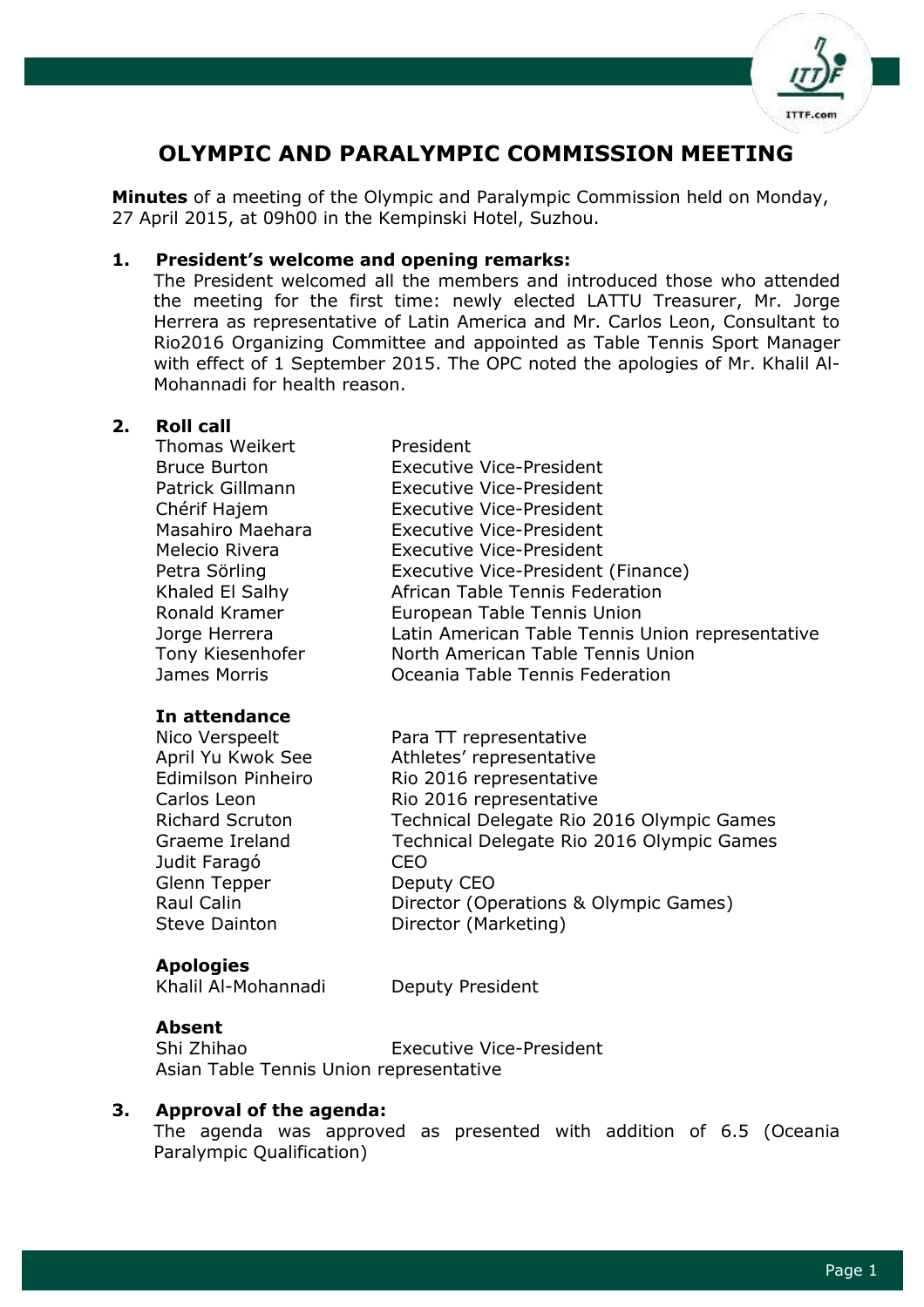# OLYMPIC AND PARALYMPIC COMMISSION MEETING

**Minutes** of a meeting of the Olympic and Paralympic Commission held on Monday, 27 April 2015, at 09h00 in the Kempinski Hotel, Suzhou.

## 1. President's welcome and opening remarks:

The President welcomed all the members and introduced those who attended the meeting for the first time: newly elected LATTU Treasurer, Mr. Jorge Herrera as representative of Latin America and Mr. Carlos Leon, Consultant to Rio2016 Organizing Committee and appointed as Table Tennis Sport Manager with effect of 1 September 2015. The OPC noted the apologies of Mr. Khalil Al-Mohannadi for health reason.

## 2. Roll call

| | |
|---|---|
| Thomas Weikert | President |
| Bruce Burton | Executive Vice-President |
| Patrick Gillmann | Executive Vice-President |
| Chérif Hajem | Executive Vice-President |
| Masahiro Maehara | Executive Vice-President |
| Melecio Rivera | Executive Vice-President |
| Petra Sörling | Executive Vice-President (Finance) |
| Khaled El Salhy | African Table Tennis Federation |
| Ronald Kramer | European Table Tennis Union |
| Jorge Herrera | Latin American Table Tennis Union representative |
| Tony Kiesenhofer | North American Table Tennis Union |
| James Morris | Oceania Table Tennis Federation |

**In attendance**

| | |
|---|---|
| Nico Verspeelt | Para TT representative |
| April Yu Kwok See | Athletes' representative |
| Edimilson Pinheiro | Rio 2016 representative |
| Carlos Leon | Rio 2016 representative |
| Richard Scruton | Technical Delegate Rio 2016 Olympic Games |
| Graeme Ireland | Technical Delegate Rio 2016 Olympic Games |
| Judit Faragó | CEO |
| Glenn Tepper | Deputy CEO |
| Raul Calin | Director (Operations & Olympic Games) |
| Steve Dainton | Director (Marketing) |

**Apologies**

| | |
|---|---|
| Khalil Al-Mohannadi | Deputy President |

**Absent**

| | |
|---|---|
| Shi Zhihao | Executive Vice-President |

Asian Table Tennis Union representative

## 3. Approval of the agenda:

The agenda was approved as presented with addition of 6.5 (Oceania Paralympic Qualification)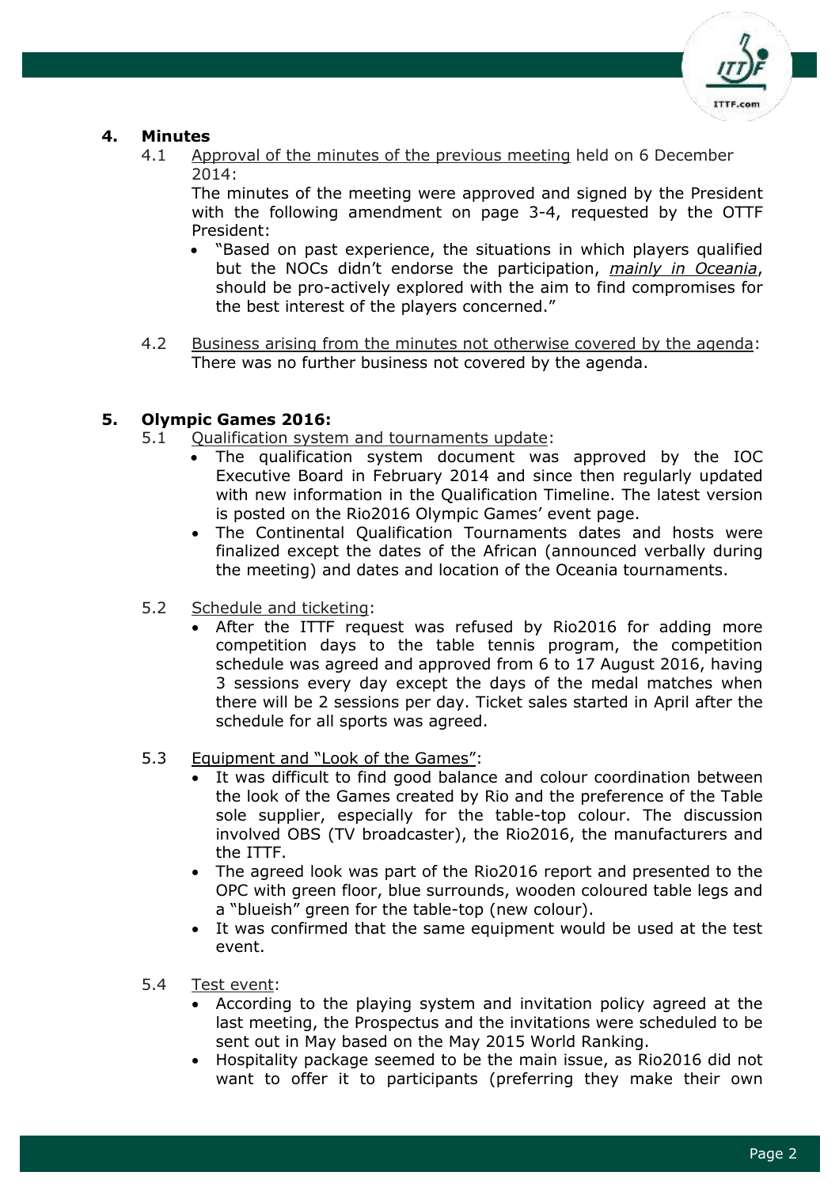## 4. Minutes

4.1 Approval of the minutes of the previous meeting held on 6 December 2014:

The minutes of the meeting were approved and signed by the President with the following amendment on page 3-4, requested by the OTTF President:

- "Based on past experience, the situations in which players qualified but the NOCs didn't endorse the participation, *mainly in Oceania*, should be pro-actively explored with the aim to find compromises for the best interest of the players concerned."

4.2 Business arising from the minutes not otherwise covered by the agenda: There was no further business not covered by the agenda.

## 5. Olympic Games 2016:

5.1 Qualification system and tournaments update:

- The qualification system document was approved by the IOC Executive Board in February 2014 and since then regularly updated with new information in the Qualification Timeline. The latest version is posted on the Rio2016 Olympic Games' event page.
- The Continental Qualification Tournaments dates and hosts were finalized except the dates of the African (announced verbally during the meeting) and dates and location of the Oceania tournaments.

5.2 Schedule and ticketing:

- After the ITTF request was refused by Rio2016 for adding more competition days to the table tennis program, the competition schedule was agreed and approved from 6 to 17 August 2016, having 3 sessions every day except the days of the medal matches when there will be 2 sessions per day. Ticket sales started in April after the schedule for all sports was agreed.

5.3 Equipment and "Look of the Games":

- It was difficult to find good balance and colour coordination between the look of the Games created by Rio and the preference of the Table sole supplier, especially for the table-top colour. The discussion involved OBS (TV broadcaster), the Rio2016, the manufacturers and the ITTF.
- The agreed look was part of the Rio2016 report and presented to the OPC with green floor, blue surrounds, wooden coloured table legs and a "blueish" green for the table-top (new colour).
- It was confirmed that the same equipment would be used at the test event.

5.4 Test event:

- According to the playing system and invitation policy agreed at the last meeting, the Prospectus and the invitations were scheduled to be sent out in May based on the May 2015 World Ranking.
- Hospitality package seemed to be the main issue, as Rio2016 did not want to offer it to participants (preferring they make their own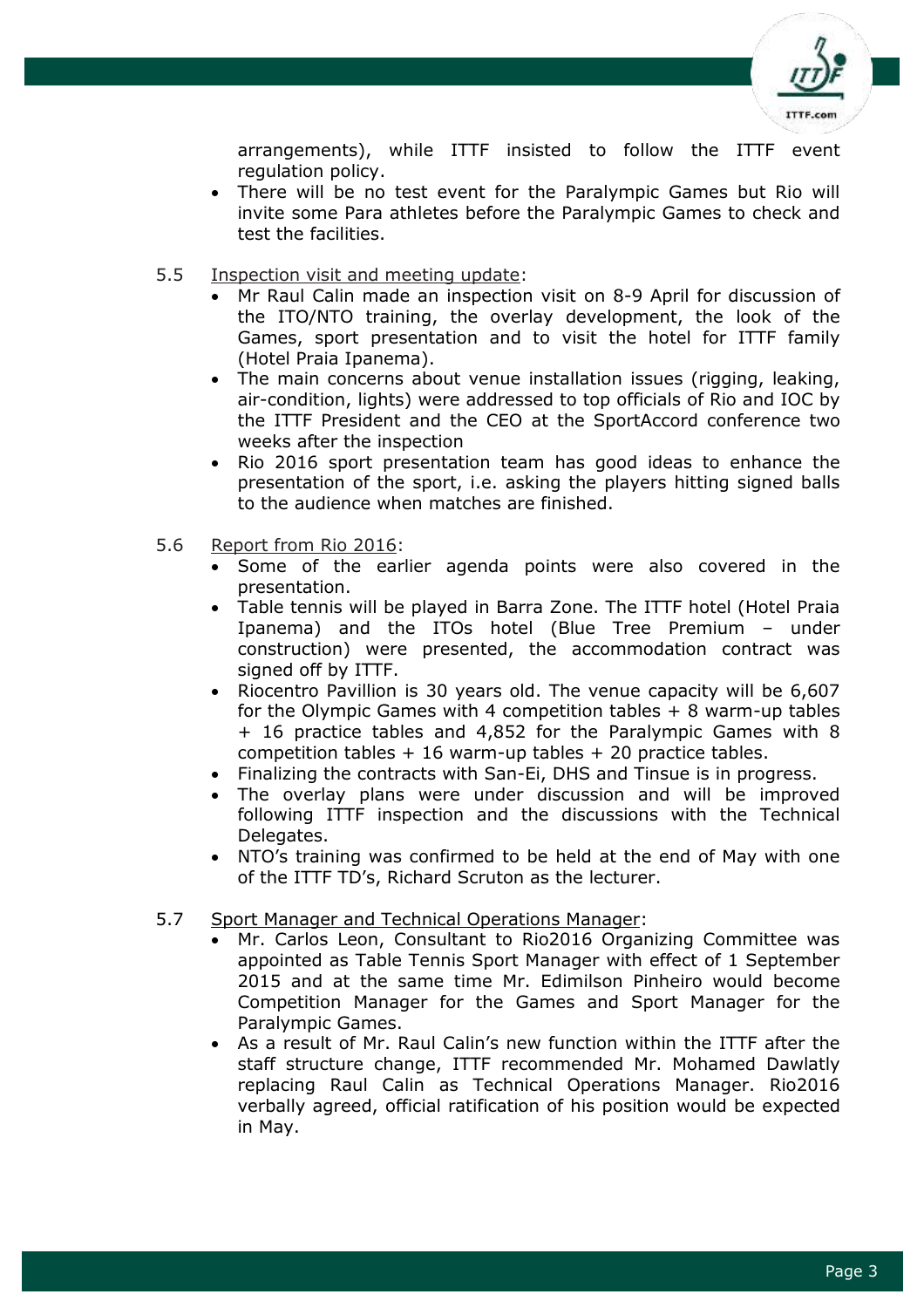arrangements), while ITTF insisted to follow the ITTF event regulation policy.

- There will be no test event for the Paralympic Games but Rio will invite some Para athletes before the Paralympic Games to check and test the facilities.

5.5 Inspection visit and meeting update:

- Mr Raul Calin made an inspection visit on 8-9 April for discussion of the ITO/NTO training, the overlay development, the look of the Games, sport presentation and to visit the hotel for ITTF family (Hotel Praia Ipanema).
- The main concerns about venue installation issues (rigging, leaking, air-condition, lights) were addressed to top officials of Rio and IOC by the ITTF President and the CEO at the SportAccord conference two weeks after the inspection
- Rio 2016 sport presentation team has good ideas to enhance the presentation of the sport, i.e. asking the players hitting signed balls to the audience when matches are finished.

5.6 Report from Rio 2016:

- Some of the earlier agenda points were also covered in the presentation.
- Table tennis will be played in Barra Zone. The ITTF hotel (Hotel Praia Ipanema) and the ITOs hotel (Blue Tree Premium – under construction) were presented, the accommodation contract was signed off by ITTF.
- Riocentro Pavillion is 30 years old. The venue capacity will be 6,607 for the Olympic Games with 4 competition tables + 8 warm-up tables + 16 practice tables and 4,852 for the Paralympic Games with 8 competition tables + 16 warm-up tables + 20 practice tables.
- Finalizing the contracts with San-Ei, DHS and Tinsue is in progress.
- The overlay plans were under discussion and will be improved following ITTF inspection and the discussions with the Technical Delegates.
- NTO's training was confirmed to be held at the end of May with one of the ITTF TD's, Richard Scruton as the lecturer.

5.7 Sport Manager and Technical Operations Manager:

- Mr. Carlos Leon, Consultant to Rio2016 Organizing Committee was appointed as Table Tennis Sport Manager with effect of 1 September 2015 and at the same time Mr. Edimilson Pinheiro would become Competition Manager for the Games and Sport Manager for the Paralympic Games.
- As a result of Mr. Raul Calin's new function within the ITTF after the staff structure change, ITTF recommended Mr. Mohamed Dawlatly replacing Raul Calin as Technical Operations Manager. Rio2016 verbally agreed, official ratification of his position would be expected in May.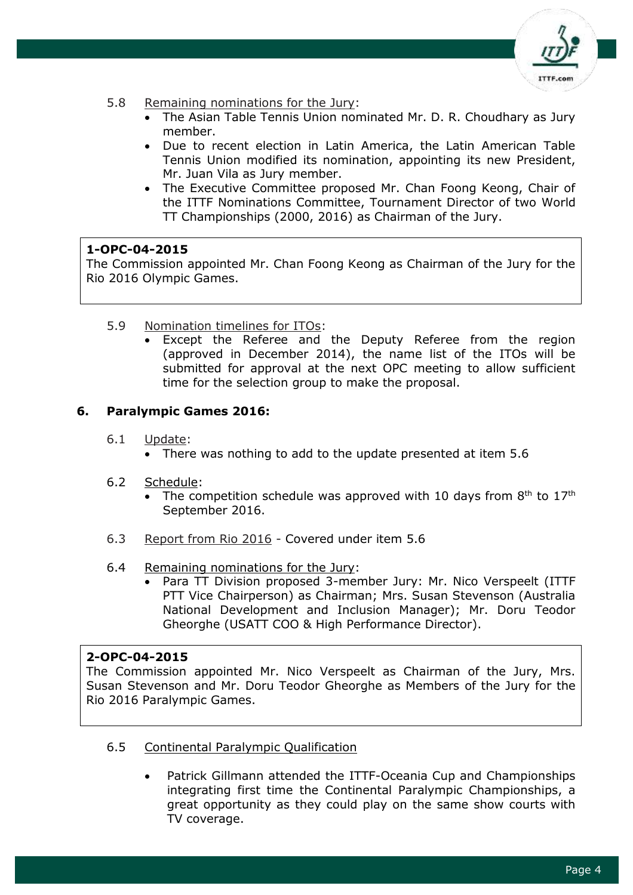5.8 Remaining nominations for the Jury:

- The Asian Table Tennis Union nominated Mr. D. R. Choudhary as Jury member.
- Due to recent election in Latin America, the Latin American Table Tennis Union modified its nomination, appointing its new President, Mr. Juan Vila as Jury member.
- The Executive Committee proposed Mr. Chan Foong Keong, Chair of the ITTF Nominations Committee, Tournament Director of two World TT Championships (2000, 2016) as Chairman of the Jury.

> **1-OPC-04-2015**
> The Commission appointed Mr. Chan Foong Keong as Chairman of the Jury for the Rio 2016 Olympic Games.

5.9 Nomination timelines for ITOs:

- Except the Referee and the Deputy Referee from the region (approved in December 2014), the name list of the ITOs will be submitted for approval at the next OPC meeting to allow sufficient time for the selection group to make the proposal.

## 6. Paralympic Games 2016:

6.1 Update:

- There was nothing to add to the update presented at item 5.6

6.2 Schedule:

- The competition schedule was approved with 10 days from 8th to 17th September 2016.

6.3 Report from Rio 2016 - Covered under item 5.6

6.4 Remaining nominations for the Jury:

- Para TT Division proposed 3-member Jury: Mr. Nico Verspeelt (ITTF PTT Vice Chairperson) as Chairman; Mrs. Susan Stevenson (Australia National Development and Inclusion Manager); Mr. Doru Teodor Gheorghe (USATT COO & High Performance Director).

> **2-OPC-04-2015**
> The Commission appointed Mr. Nico Verspeelt as Chairman of the Jury, Mrs. Susan Stevenson and Mr. Doru Teodor Gheorghe as Members of the Jury for the Rio 2016 Paralympic Games.

6.5 Continental Paralympic Qualification

- Patrick Gillmann attended the ITTF-Oceania Cup and Championships integrating first time the Continental Paralympic Championships, a great opportunity as they could play on the same show courts with TV coverage.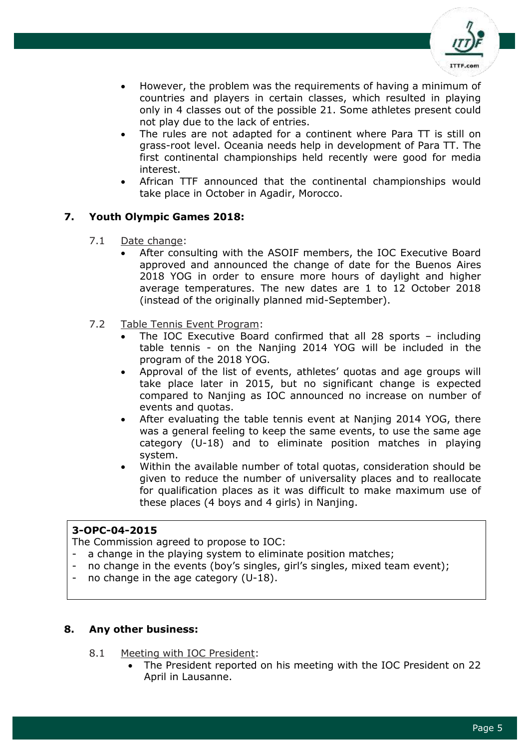- However, the problem was the requirements of having a minimum of countries and players in certain classes, which resulted in playing only in 4 classes out of the possible 21. Some athletes present could not play due to the lack of entries.
- The rules are not adapted for a continent where Para TT is still on grass-root level. Oceania needs help in development of Para TT. The first continental championships held recently were good for media interest.
- African TTF announced that the continental championships would take place in October in Agadir, Morocco.

## 7. Youth Olympic Games 2018:

7.1 Date change:

- After consulting with the ASOIF members, the IOC Executive Board approved and announced the change of date for the Buenos Aires 2018 YOG in order to ensure more hours of daylight and higher average temperatures. The new dates are 1 to 12 October 2018 (instead of the originally planned mid-September).

7.2 Table Tennis Event Program:

- The IOC Executive Board confirmed that all 28 sports – including table tennis - on the Nanjing 2014 YOG will be included in the program of the 2018 YOG.
- Approval of the list of events, athletes' quotas and age groups will take place later in 2015, but no significant change is expected compared to Nanjing as IOC announced no increase on number of events and quotas.
- After evaluating the table tennis event at Nanjing 2014 YOG, there was a general feeling to keep the same events, to use the same age category (U-18) and to eliminate position matches in playing system.
- Within the available number of total quotas, consideration should be given to reduce the number of universality places and to reallocate for qualification places as it was difficult to make maximum use of these places (4 boys and 4 girls) in Nanjing.

**3-OPC-04-2015**

The Commission agreed to propose to IOC:

- a change in the playing system to eliminate position matches;
- no change in the events (boy's singles, girl's singles, mixed team event);
- no change in the age category (U-18).

## 8. Any other business:

8.1 Meeting with IOC President:

- The President reported on his meeting with the IOC President on 22 April in Lausanne.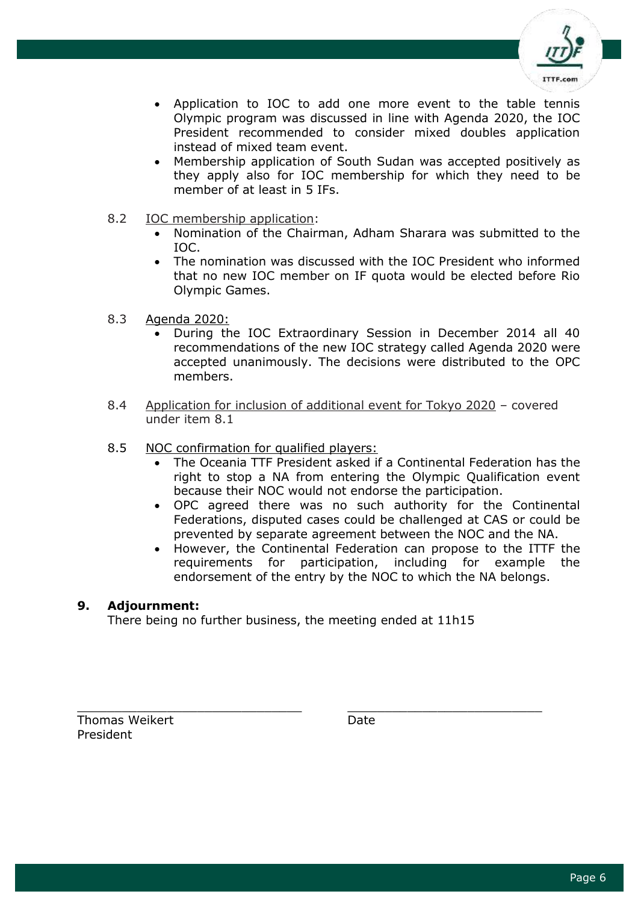- Application to IOC to add one more event to the table tennis Olympic program was discussed in line with Agenda 2020, the IOC President recommended to consider mixed doubles application instead of mixed team event.
- Membership application of South Sudan was accepted positively as they apply also for IOC membership for which they need to be member of at least in 5 IFs.

8.2 IOC membership application:

- Nomination of the Chairman, Adham Sharara was submitted to the IOC.
- The nomination was discussed with the IOC President who informed that no new IOC member on IF quota would be elected before Rio Olympic Games.

8.3 Agenda 2020:

- During the IOC Extraordinary Session in December 2014 all 40 recommendations of the new IOC strategy called Agenda 2020 were accepted unanimously. The decisions were distributed to the OPC members.

8.4 Application for inclusion of additional event for Tokyo 2020 – covered under item 8.1

8.5 NOC confirmation for qualified players:

- The Oceania TTF President asked if a Continental Federation has the right to stop a NA from entering the Olympic Qualification event because their NOC would not endorse the participation.
- OPC agreed there was no such authority for the Continental Federations, disputed cases could be challenged at CAS or could be prevented by separate agreement between the NOC and the NA.
- However, the Continental Federation can propose to the ITTF the requirements for participation, including for example the endorsement of the entry by the NOC to which the NA belongs.

## 9. Adjournment:

There being no further business, the meeting ended at 11h15

\_\_\_\_\_\_\_\_\_\_\_\_\_\_\_\_\_\_\_\_\_\_\_\_\_\_\_\_\_\_ \_\_\_\_\_\_\_\_\_\_\_\_\_\_\_\_\_\_\_\_\_\_\_\_\_\_

Thomas Weikert Date
President